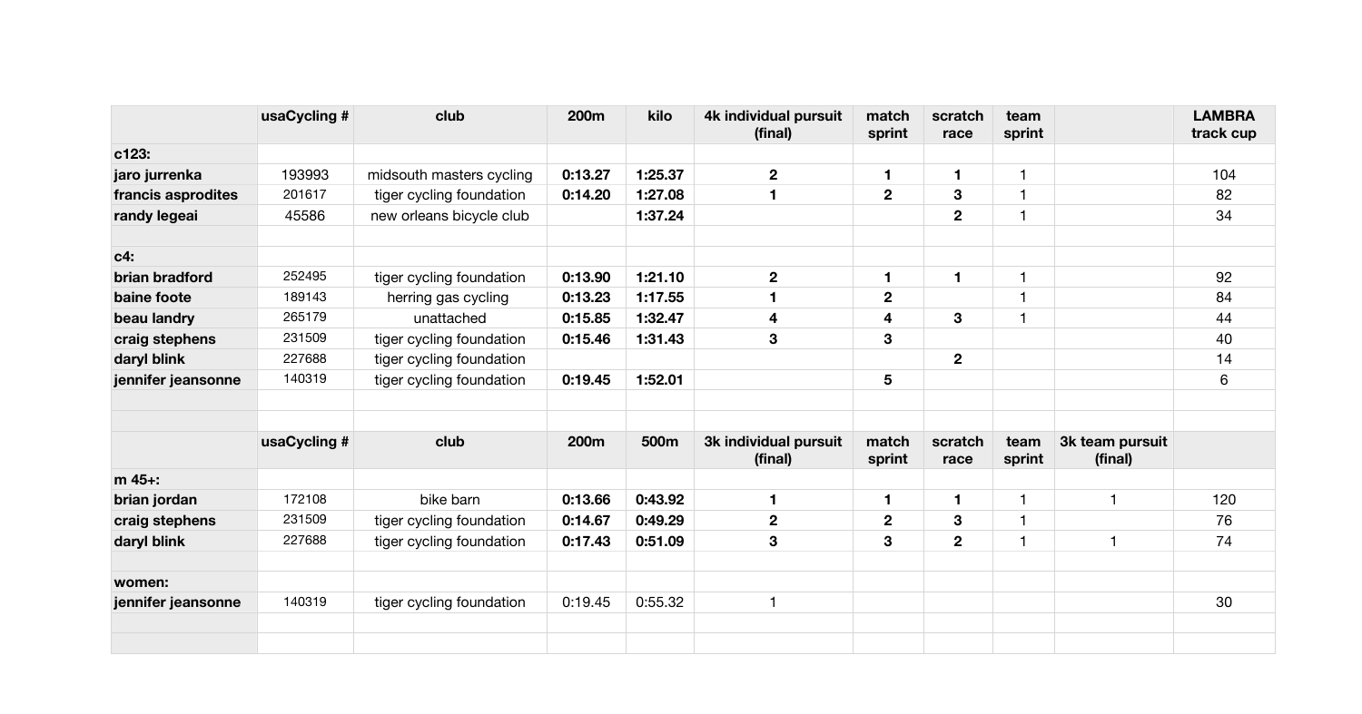| | usaCycling # | club | 200m | kilo | 4k individual pursuit (final) | match sprint | scratch race | team sprint | | LAMBRA track cup |
|---|---|---|---|---|---|---|---|---|---|---|
| **c123:** | | | | | | | | | | |
| **jaro jurrenka** | 193993 | midsouth masters cycling | **0:13.27** | **1:25.37** | **2** | **1** | **1** | 1 | | 104 |
| **francis asprodites** | 201617 | tiger cycling foundation | **0:14.20** | **1:27.08** | **1** | **2** | **3** | 1 | | 82 |
| **randy legeai** | 45586 | new orleans bicycle club | | **1:37.24** | | | **2** | 1 | | 34 |
| | | | | | | | | | | |
| **c4:** | | | | | | | | | | |
| **brian bradford** | 252495 | tiger cycling foundation | **0:13.90** | **1:21.10** | **2** | **1** | **1** | 1 | | 92 |
| **baine foote** | 189143 | herring gas cycling | **0:13.23** | **1:17.55** | **1** | **2** | | 1 | | 84 |
| **beau landry** | 265179 | unattached | **0:15.85** | **1:32.47** | **4** | **4** | **3** | 1 | | 44 |
| **craig stephens** | 231509 | tiger cycling foundation | **0:15.46** | **1:31.43** | **3** | **3** | | | | 40 |
| **daryl blink** | 227688 | tiger cycling foundation | | | | | **2** | | | 14 |
| **jennifer jeansonne** | 140319 | tiger cycling foundation | **0:19.45** | **1:52.01** | | **5** | | | | 6 |
| | | | | | | | | | | |
| | | | | | | | | | | |
| | **usaCycling #** | **club** | **200m** | **500m** | **3k individual pursuit (final)** | **match sprint** | **scratch race** | **team sprint** | **3k team pursuit (final)** | |
| **m 45+:** | | | | | | | | | | |
| **brian jordan** | 172108 | bike barn | **0:13.66** | **0:43.92** | **1** | **1** | **1** | 1 | 1 | 120 |
| **craig stephens** | 231509 | tiger cycling foundation | **0:14.67** | **0:49.29** | **2** | **2** | **3** | 1 | | 76 |
| **daryl blink** | 227688 | tiger cycling foundation | **0:17.43** | **0:51.09** | **3** | **3** | **2** | 1 | 1 | 74 |
| | | | | | | | | | | |
| **women:** | | | | | | | | | | |
| **jennifer jeansonne** | 140319 | tiger cycling foundation | 0:19.45 | 0:55.32 | 1 | | | | | 30 |
| | | | | | | | | | | |
| | | | | | | | | | | |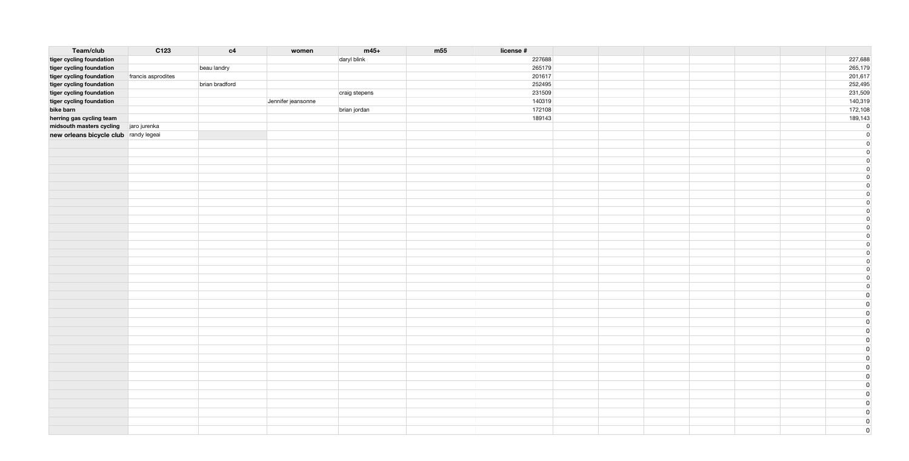| Team/club | C123 | c4 | women | m45+ | m55 | license # | | | | | | | |
|---|---|---|---|---|---|---|---|---|---|---|---|---|---|
| tiger cycling foundation | | | | daryl blink | | 227688 | | | | | | | 227,688 |
| tiger cycling foundation | | beau landry | | | | 265179 | | | | | | | 265,179 |
| tiger cycling foundation | francis asprodites | | | | | 201617 | | | | | | | 201,617 |
| tiger cycling foundation | | brian bradford | | | | 252495 | | | | | | | 252,495 |
| tiger cycling foundation | | | | craig stepens | | 231509 | | | | | | | 231,509 |
| tiger cycling foundation | | | Jennifer jeansonne | | | 140319 | | | | | | | 140,319 |
| bike barn | | | | brian jordan | | 172108 | | | | | | | 172,108 |
| herring gas cycling team | | | | | | 189143 | | | | | | | 189,143 |
| midsouth masters cycling | jaro jurenka | | | | | | | | | | | | 0 |
| new orleans bicycle club | randy legeai | | | | | | | | | | | | 0 |
| | | | | | | | | | | | | | 0 |
| | | | | | | | | | | | | | 0 |
| | | | | | | | | | | | | | 0 |
| | | | | | | | | | | | | | 0 |
| | | | | | | | | | | | | | 0 |
| | | | | | | | | | | | | | 0 |
| | | | | | | | | | | | | | 0 |
| | | | | | | | | | | | | | 0 |
| | | | | | | | | | | | | | 0 |
| | | | | | | | | | | | | | 0 |
| | | | | | | | | | | | | | 0 |
| | | | | | | | | | | | | | 0 |
| | | | | | | | | | | | | | 0 |
| | | | | | | | | | | | | | 0 |
| | | | | | | | | | | | | | 0 |
| | | | | | | | | | | | | | 0 |
| | | | | | | | | | | | | | 0 |
| | | | | | | | | | | | | | 0 |
| | | | | | | | | | | | | | 0 |
| | | | | | | | | | | | | | 0 |
| | | | | | | | | | | | | | 0 |
| | | | | | | | | | | | | | 0 |
| | | | | | | | | | | | | | 0 |
| | | | | | | | | | | | | | 0 |
| | | | | | | | | | | | | | 0 |
| | | | | | | | | | | | | | 0 |
| | | | | | | | | | | | | | 0 |
| | | | | | | | | | | | | | 0 |
| | | | | | | | | | | | | | 0 |
| | | | | | | | | | | | | | 0 |
| | | | | | | | | | | | | | 0 |
| | | | | | | | | | | | | | 0 |
| | | | | | | | | | | | | | 0 |
| | | | | | | | | | | | | | 0 |
| | | | | | | | | | | | | | 0 |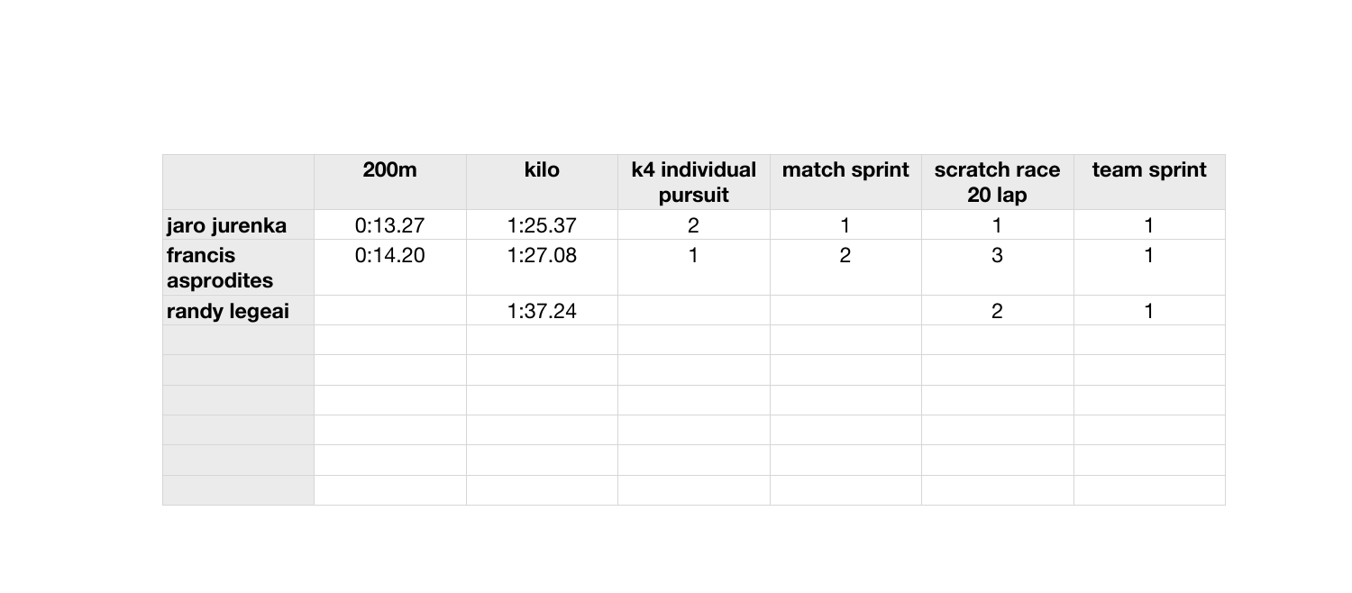| | 200m | kilo | k4 individual pursuit | match sprint | scratch race 20 lap | team sprint |
|---|---|---|---|---|---|---|
| jaro jurenka | 0:13.27 | 1:25.37 | 2 | 1 | 1 | 1 |
| francis asprodites | 0:14.20 | 1:27.08 | 1 | 2 | 3 | 1 |
| randy legeai | | 1:37.24 | | | 2 | 1 |
| | | | | | | |
| | | | | | | |
| | | | | | | |
| | | | | | | |
| | | | | | | |
| | | | | | | |